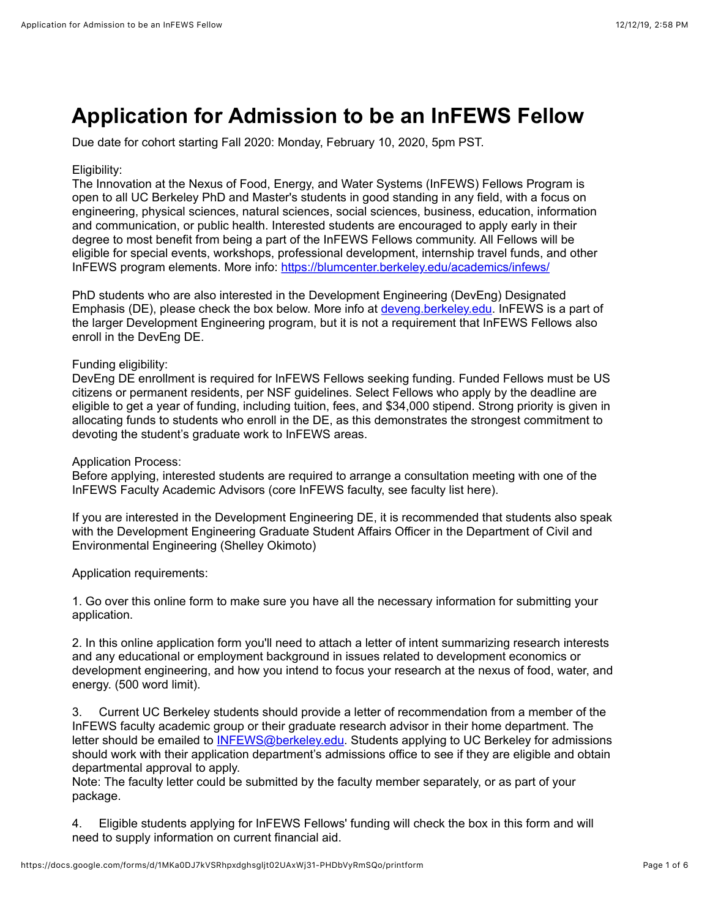# Application for Admission to be an InFEWS Fellow

Due date for cohort starting Fall 2020: Monday, February 10, 2020, 5pm PST.

Eligibility:
The Innovation at the Nexus of Food, Energy, and Water Systems (InFEWS) Fellows Program is open to all UC Berkeley PhD and Master's students in good standing in any field, with a focus on engineering, physical sciences, natural sciences, social sciences, business, education, information and communication, or public health. Interested students are encouraged to apply early in their degree to most benefit from being a part of the InFEWS Fellows community. All Fellows will be eligible for special events, workshops, professional development, internship travel funds, and other InFEWS program elements. More info: https://blumcenter.berkeley.edu/academics/infews/

PhD students who are also interested in the Development Engineering (DevEng) Designated Emphasis (DE), please check the box below. More info at deveng.berkeley.edu. InFEWS is a part of the larger Development Engineering program, but it is not a requirement that InFEWS Fellows also enroll in the DevEng DE.

Funding eligibility:
DevEng DE enrollment is required for InFEWS Fellows seeking funding. Funded Fellows must be US citizens or permanent residents, per NSF guidelines. Select Fellows who apply by the deadline are eligible to get a year of funding, including tuition, fees, and $34,000 stipend. Strong priority is given in allocating funds to students who enroll in the DE, as this demonstrates the strongest commitment to devoting the student's graduate work to InFEWS areas.

Application Process:
Before applying, interested students are required to arrange a consultation meeting with one of the InFEWS Faculty Academic Advisors (core InFEWS faculty, see faculty list here).

If you are interested in the Development Engineering DE, it is recommended that students also speak with the Development Engineering Graduate Student Affairs Officer in the Department of Civil and Environmental Engineering (Shelley Okimoto)

Application requirements:

1. Go over this online form to make sure you have all the necessary information for submitting your application.

2. In this online application form you'll need to attach a letter of intent summarizing research interests and any educational or employment background in issues related to development economics or development engineering, and how you intend to focus your research at the nexus of food, water, and energy. (500 word limit).

3. Current UC Berkeley students should provide a letter of recommendation from a member of the InFEWS faculty academic group or their graduate research advisor in their home department. The letter should be emailed to INFEWS@berkeley.edu. Students applying to UC Berkeley for admissions should work with their application department's admissions office to see if they are eligible and obtain departmental approval to apply.
Note: The faculty letter could be submitted by the faculty member separately, or as part of your package.

4. Eligible students applying for InFEWS Fellows' funding will check the box in this form and will need to supply information on current financial aid.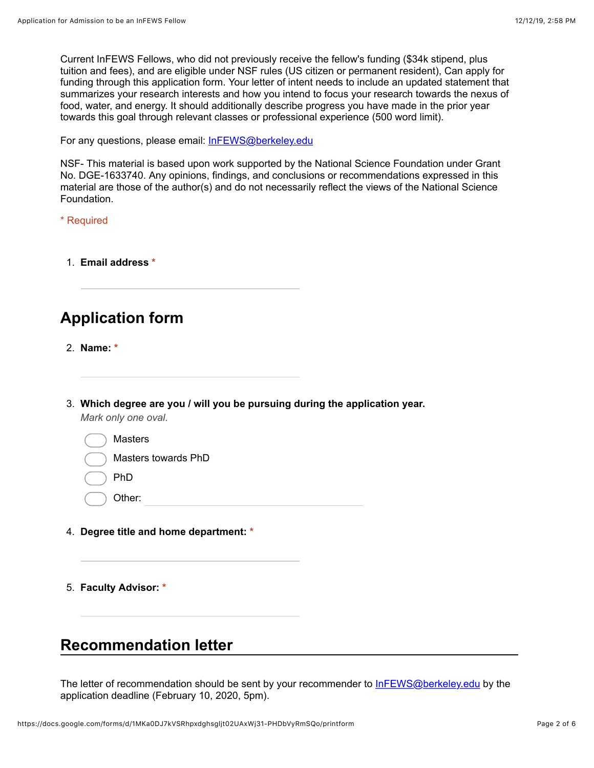Current InFEWS Fellows, who did not previously receive the fellow's funding ($34k stipend, plus tuition and fees), and are eligible under NSF rules (US citizen or permanent resident), Can apply for funding through this application form. Your letter of intent needs to include an updated statement that summarizes your research interests and how you intend to focus your research towards the nexus of food, water, and energy. It should additionally describe progress you have made in the prior year towards this goal through relevant classes or professional experience (500 word limit).

For any questions, please email: [InFEWS@berkeley.edu](mailto:InFEWS@berkeley.edu)

NSF- This material is based upon work supported by the National Science Foundation under Grant No. DGE-1633740. Any opinions, findings, and conclusions or recommendations expressed in this material are those of the author(s) and do not necessarily reflect the views of the National Science Foundation.

\* Required

1. **Email address** *

   ______________________________

## Application form

2. **Name:** *

   ______________________________

3. **Which degree are you / will you be pursuing during the application year.**
   *Mark only one oval.*

   ◯ Masters
   ◯ Masters towards PhD
   ◯ PhD
   ◯ Other: ______________________________

4. **Degree title and home department:** *

   ______________________________

5. **Faculty Advisor:** *

   ______________________________

## Recommendation letter

The letter of recommendation should be sent by your recommender to [InFEWS@berkeley.edu](mailto:InFEWS@berkeley.edu) by the application deadline (February 10, 2020, 5pm).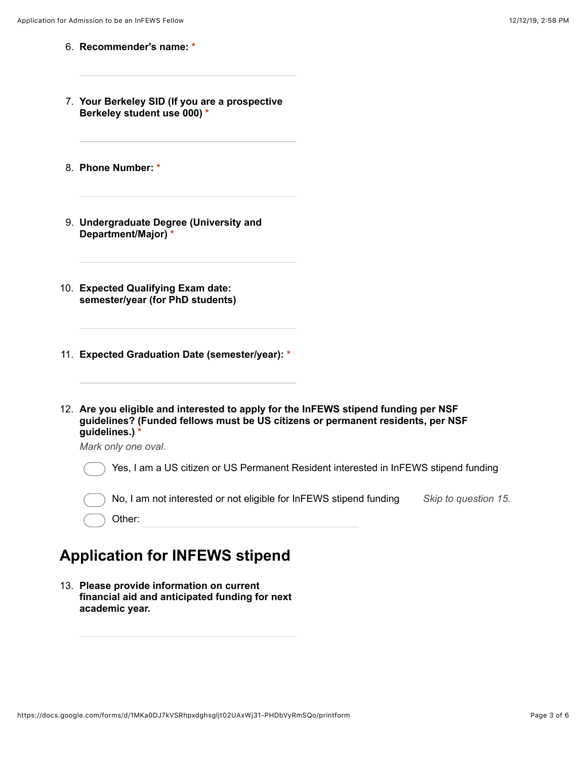6. **Recommender's name:** *

7. **Your Berkeley SID (If you are a prospective Berkeley student use 000)** *

8. **Phone Number:** *

9. **Undergraduate Degree (University and Department/Major)** *

10. **Expected Qualifying Exam date: semester/year (for PhD students)**

11. **Expected Graduation Date (semester/year):** *

12. **Are you eligible and interested to apply for the InFEWS stipend funding per NSF guidelines? (Funded fellows must be US citizens or permanent residents, per NSF guidelines.)** *

    *Mark only one oval.*

    - Yes, I am a US citizen or US Permanent Resident interested in InFEWS stipend funding
    - No, I am not interested or not eligible for InFEWS stipend funding *Skip to question 15.*
    - Other:

## Application for INFEWS stipend

13. **Please provide information on current financial aid and anticipated funding for next academic year.**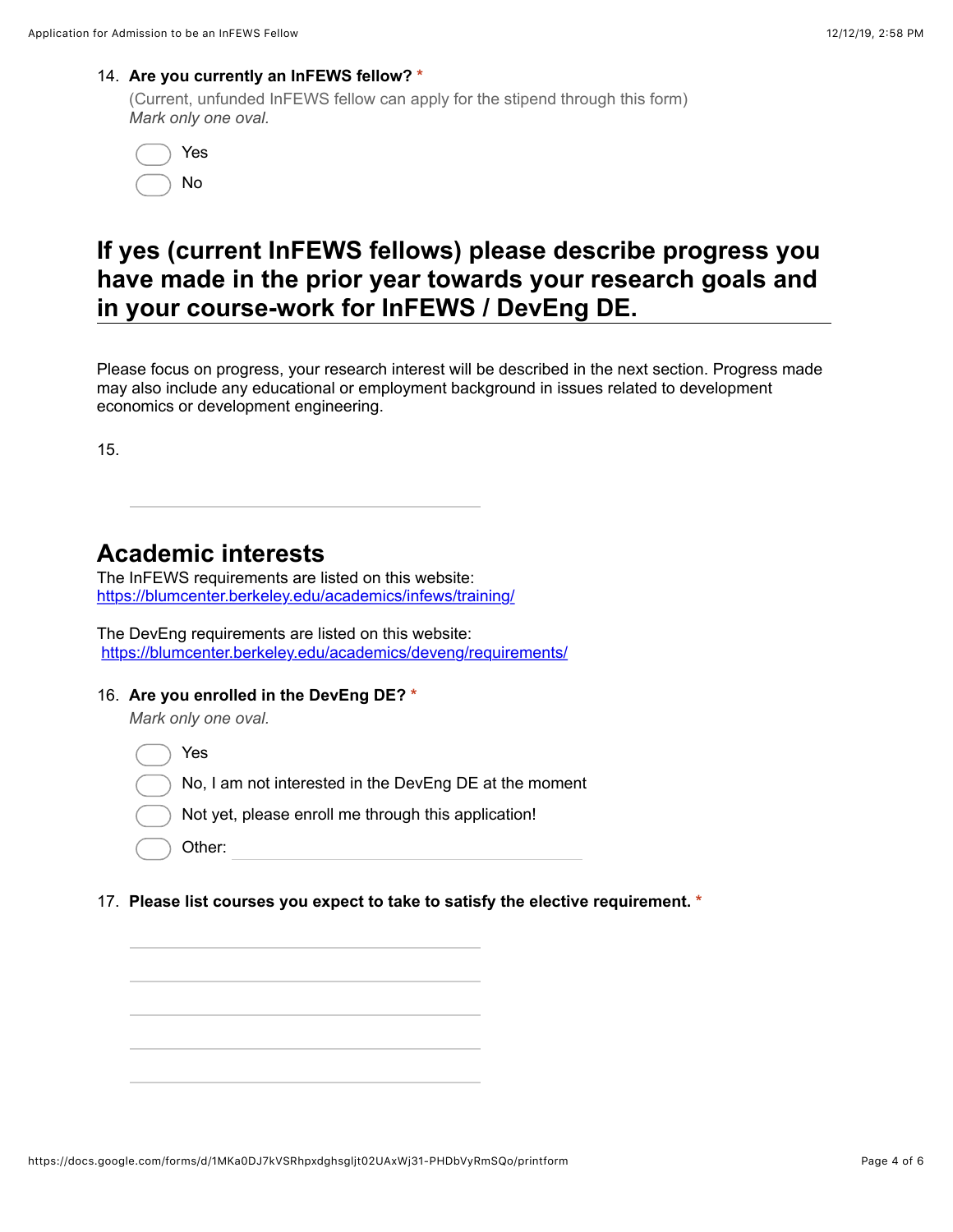14. **Are you currently an InFEWS fellow?** *
    (Current, unfunded InFEWS fellow can apply for the stipend through this form)
    *Mark only one oval.*

    - Yes
    - No

## If yes (current InFEWS fellows) please describe progress you have made in the prior year towards your research goals and in your course-work for InFEWS / DevEng DE.

Please focus on progress, your research interest will be described in the next section. Progress made may also include any educational or employment background in issues related to development economics or development engineering.

15.

## Academic interests

The InFEWS requirements are listed on this website:
https://blumcenter.berkeley.edu/academics/infews/training/

The DevEng requirements are listed on this website:
https://blumcenter.berkeley.edu/academics/deveng/requirements/

16. **Are you enrolled in the DevEng DE?** *
    *Mark only one oval.*

    - Yes
    - No, I am not interested in the DevEng DE at the moment
    - Not yet, please enroll me through this application!
    - Other:

17. **Please list courses you expect to take to satisfy the elective requirement.** *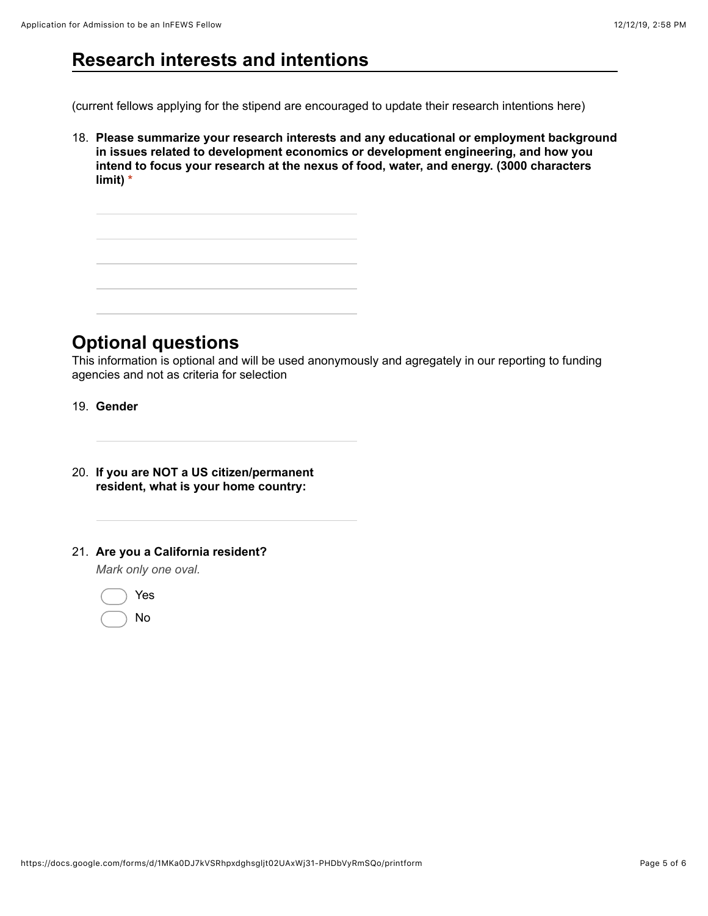## Research interests and intentions

(current fellows applying for the stipend are encouraged to update their research intentions here)

18. **Please summarize your research interests and any educational or employment background in issues related to development economics or development engineering, and how you intend to focus your research at the nexus of food, water, and energy. (3000 characters limit)** *

## Optional questions

This information is optional and will be used anonymously and agregately in our reporting to funding agencies and not as criteria for selection

19. **Gender**

20. **If you are NOT a US citizen/permanent resident, what is your home country:**

21. **Are you a California resident?**

    *Mark only one oval.*

    - Yes
    - No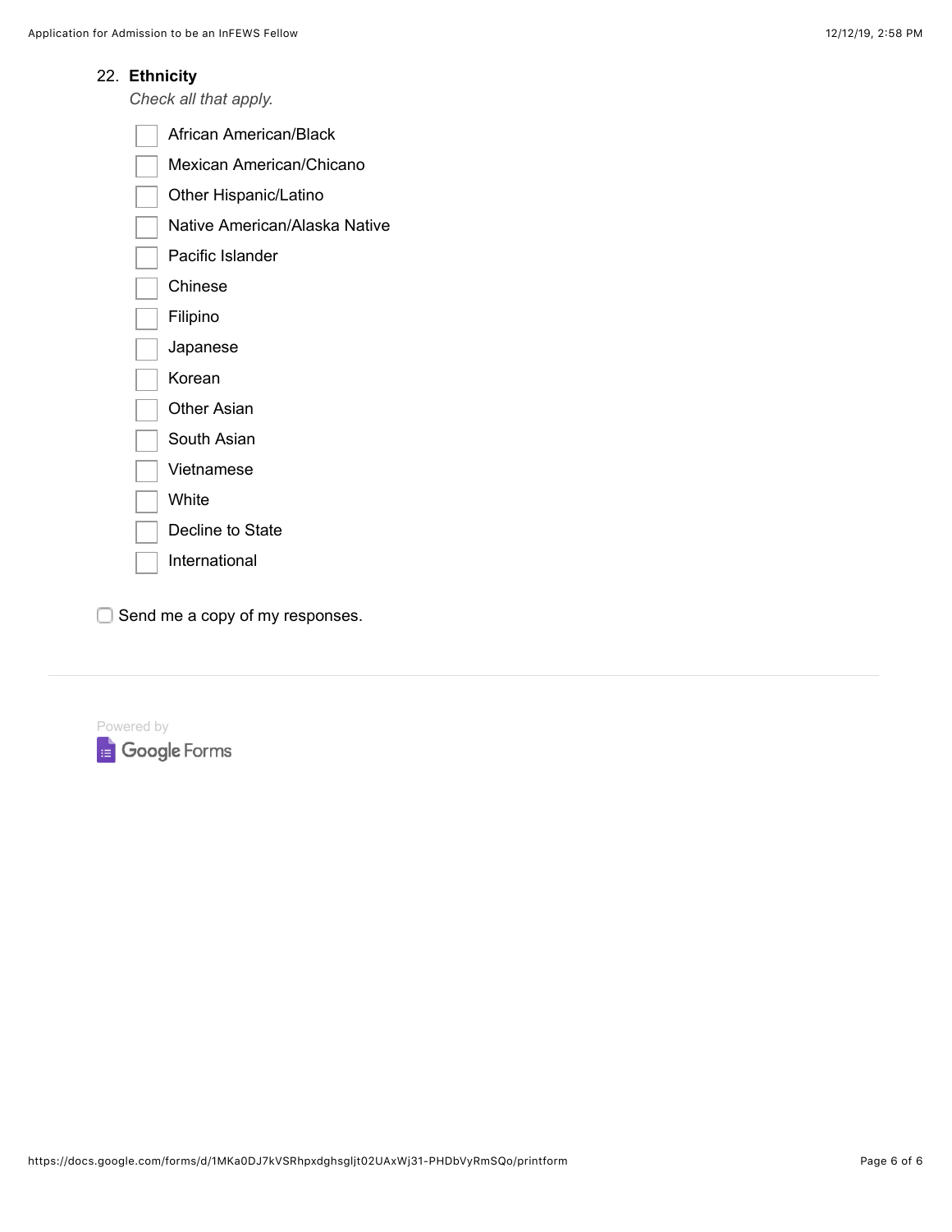22. **Ethnicity**

*Check all that apply.*

- [ ] African American/Black
- [ ] Mexican American/Chicano
- [ ] Other Hispanic/Latino
- [ ] Native American/Alaska Native
- [ ] Pacific Islander
- [ ] Chinese
- [ ] Filipino
- [ ] Japanese
- [ ] Korean
- [ ] Other Asian
- [ ] South Asian
- [ ] Vietnamese
- [ ] White
- [ ] Decline to State
- [ ] International

- [ ] Send me a copy of my responses.

---

Powered by Google Forms